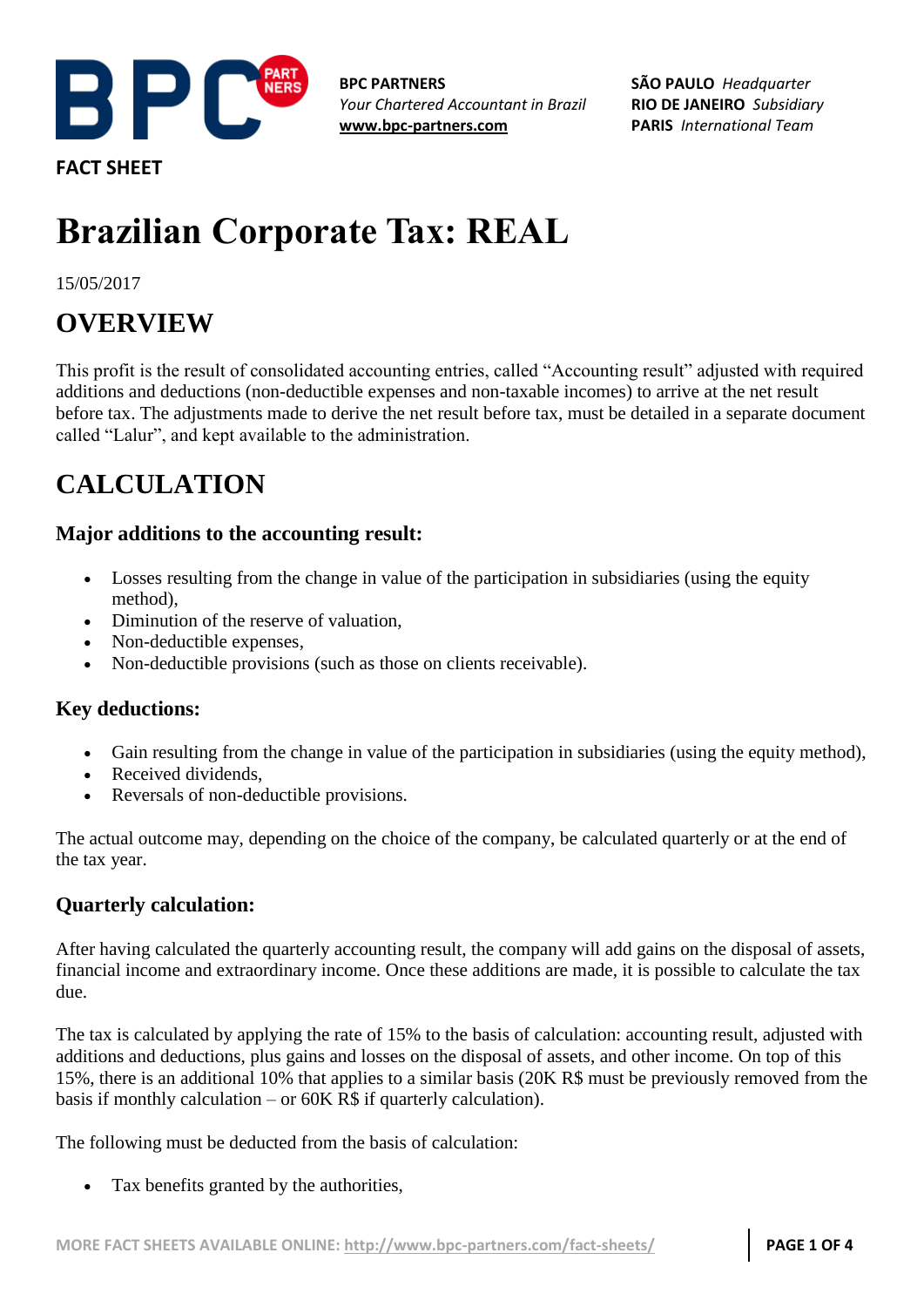**BPC PARTNERS**
*Your Chartered Accountant in Brazil*
**www.bpc-partners.com**

**SÃO PAULO** *Headquarter*
**RIO DE JANEIRO** *Subsidiary*
**PARIS** *International Team*

**FACT SHEET**

# Brazilian Corporate Tax: REAL

15/05/2017

## OVERVIEW

This profit is the result of consolidated accounting entries, called "Accounting result" adjusted with required additions and deductions (non-deductible expenses and non-taxable incomes) to arrive at the net result before tax. The adjustments made to derive the net result before tax, must be detailed in a separate document called "Lalur", and kept available to the administration.

## CALCULATION

### Major additions to the accounting result:

- Losses resulting from the change in value of the participation in subsidiaries (using the equity method),
- Diminution of the reserve of valuation,
- Non-deductible expenses,
- Non-deductible provisions (such as those on clients receivable).

### Key deductions:

- Gain resulting from the change in value of the participation in subsidiaries (using the equity method),
- Received dividends,
- Reversals of non-deductible provisions.

The actual outcome may, depending on the choice of the company, be calculated quarterly or at the end of the tax year.

### Quarterly calculation:

After having calculated the quarterly accounting result, the company will add gains on the disposal of assets, financial income and extraordinary income. Once these additions are made, it is possible to calculate the tax due.

The tax is calculated by applying the rate of 15% to the basis of calculation: accounting result, adjusted with additions and deductions, plus gains and losses on the disposal of assets, and other income. On top of this 15%, there is an additional 10% that applies to a similar basis (20K R$ must be previously removed from the basis if monthly calculation – or 60K R$ if quarterly calculation).

The following must be deducted from the basis of calculation:

- Tax benefits granted by the authorities,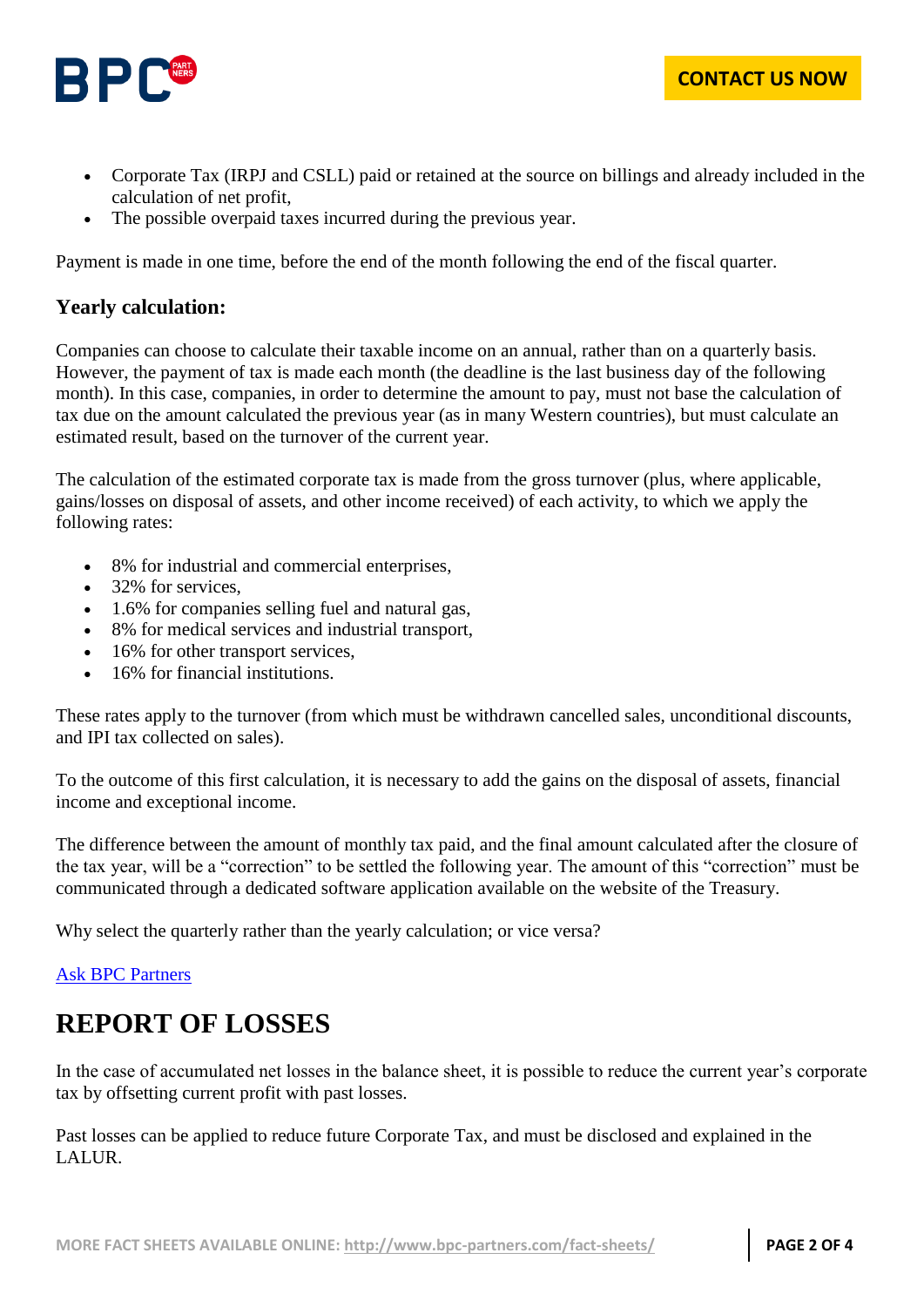- Corporate Tax (IRPJ and CSLL) paid or retained at the source on billings and already included in the calculation of net profit,
- The possible overpaid taxes incurred during the previous year.

Payment is made in one time, before the end of the month following the end of the fiscal quarter.

### Yearly calculation:

Companies can choose to calculate their taxable income on an annual, rather than on a quarterly basis. However, the payment of tax is made each month (the deadline is the last business day of the following month). In this case, companies, in order to determine the amount to pay, must not base the calculation of tax due on the amount calculated the previous year (as in many Western countries), but must calculate an estimated result, based on the turnover of the current year.

The calculation of the estimated corporate tax is made from the gross turnover (plus, where applicable, gains/losses on disposal of assets, and other income received) of each activity, to which we apply the following rates:

- 8% for industrial and commercial enterprises,
- 32% for services,
- 1.6% for companies selling fuel and natural gas,
- 8% for medical services and industrial transport,
- 16% for other transport services,
- 16% for financial institutions.

These rates apply to the turnover (from which must be withdrawn cancelled sales, unconditional discounts, and IPI tax collected on sales).

To the outcome of this first calculation, it is necessary to add the gains on the disposal of assets, financial income and exceptional income.

The difference between the amount of monthly tax paid, and the final amount calculated after the closure of the tax year, will be a "correction" to be settled the following year. The amount of this "correction" must be communicated through a dedicated software application available on the website of the Treasury.

Why select the quarterly rather than the yearly calculation; or vice versa?

Ask BPC Partners

## REPORT OF LOSSES

In the case of accumulated net losses in the balance sheet, it is possible to reduce the current year's corporate tax by offsetting current profit with past losses.

Past losses can be applied to reduce future Corporate Tax, and must be disclosed and explained in the LALUR.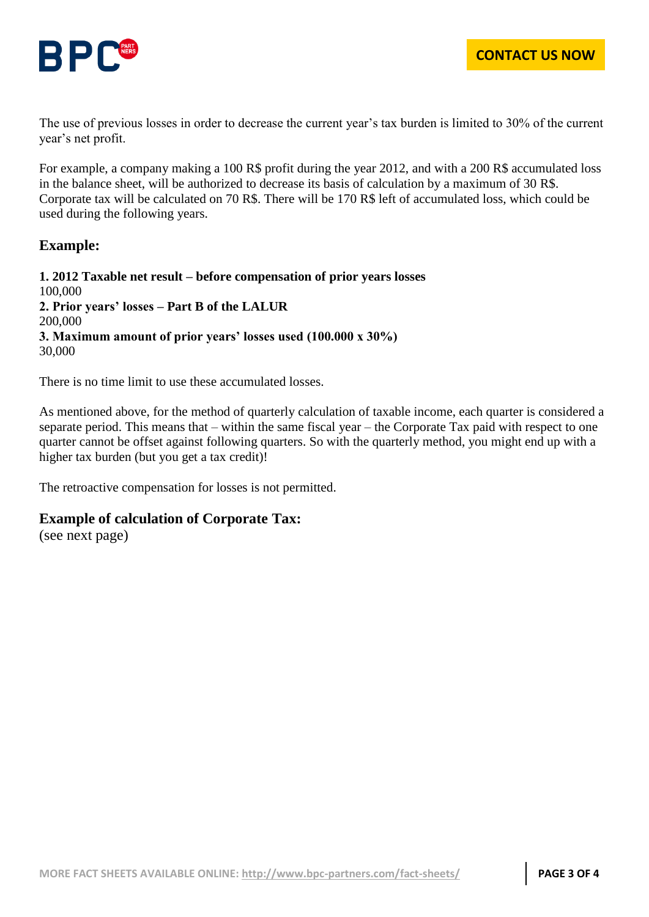The use of previous losses in order to decrease the current year's tax burden is limited to 30% of the current year's net profit.

For example, a company making a 100 R$ profit during the year 2012, and with a 200 R$ accumulated loss in the balance sheet, will be authorized to decrease its basis of calculation by a maximum of 30 R$. Corporate tax will be calculated on 70 R$. There will be 170 R$ left of accumulated loss, which could be used during the following years.

## Example:

**1. 2012 Taxable net result – before compensation of prior years losses**
100,000
**2. Prior years' losses – Part B of the LALUR**
200,000
**3. Maximum amount of prior years' losses used (100.000 x 30%)**
30,000

There is no time limit to use these accumulated losses.

As mentioned above, for the method of quarterly calculation of taxable income, each quarter is considered a separate period. This means that – within the same fiscal year – the Corporate Tax paid with respect to one quarter cannot be offset against following quarters. So with the quarterly method, you might end up with a higher tax burden (but you get a tax credit)!

The retroactive compensation for losses is not permitted.

## Example of calculation of Corporate Tax:

(see next page)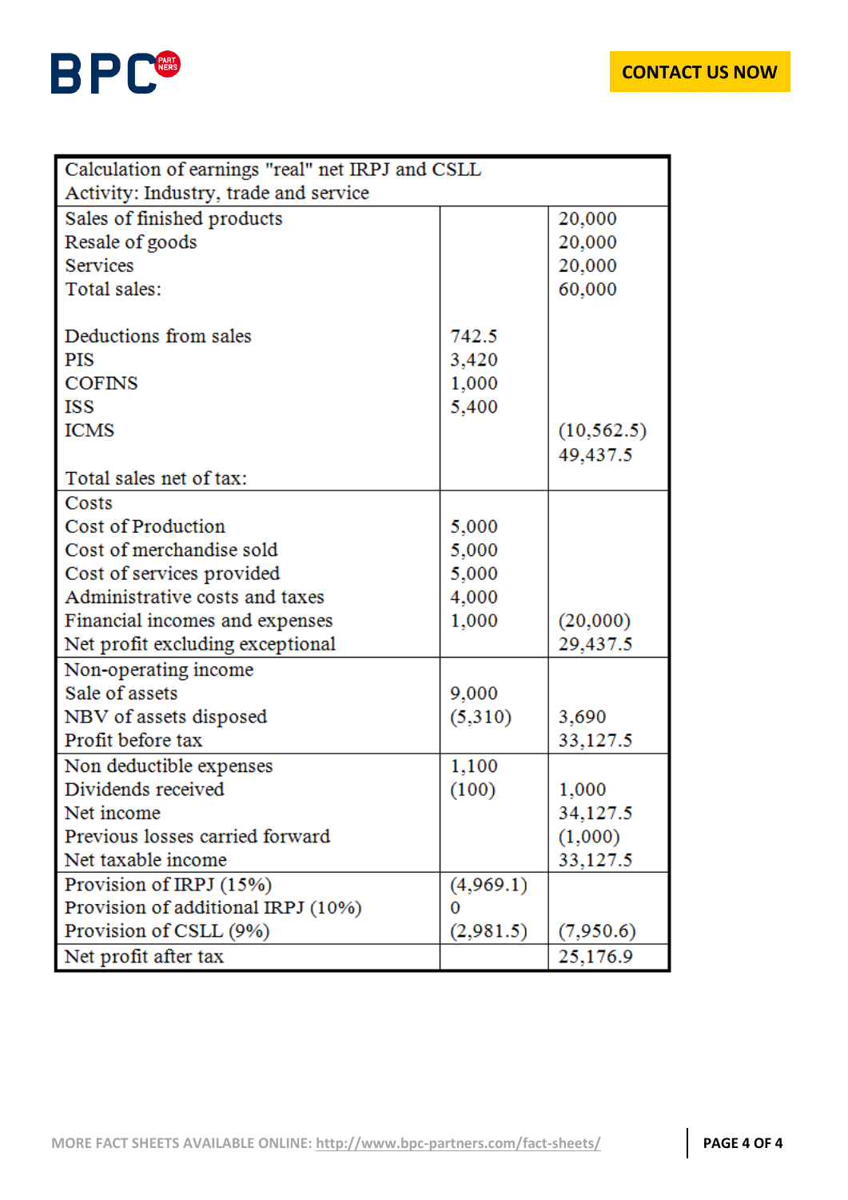| | | |
|---|---|---|
| Calculation of earnings "real" net IRPJ and CSLL | | |
| Activity: Industry, trade and service | | |
| Sales of finished products | | 20,000 |
| Resale of goods | | 20,000 |
| Services | | 20,000 |
| Total sales: | | 60,000 |
| | | |
| Deductions from sales | 742.5 | |
| PIS | 3,420 | |
| COFINS | 1,000 | |
| ISS | 5,400 | |
| ICMS | | (10,562.5) |
| | | 49,437.5 |
| Total sales net of tax: | | |
| Costs | | |
| Cost of Production | 5,000 | |
| Cost of merchandise sold | 5,000 | |
| Cost of services provided | 5,000 | |
| Administrative costs and taxes | 4,000 | |
| Financial incomes and expenses | 1,000 | (20,000) |
| Net profit excluding exceptional | | 29,437.5 |
| Non-operating income | | |
| Sale of assets | 9,000 | |
| NBV of assets disposed | (5,310) | 3,690 |
| Profit before tax | | 33,127.5 |
| Non deductible expenses | 1,100 | |
| Dividends received | (100) | 1,000 |
| Net income | | 34,127.5 |
| Previous losses carried forward | | (1,000) |
| Net taxable income | | 33,127.5 |
| Provision of IRPJ (15%) | (4,969.1) | |
| Provision of additional IRPJ (10%) | 0 | |
| Provision of CSLL (9%) | (2,981.5) | (7,950.6) |
| Net profit after tax | | 25,176.9 |

MORE FACT SHEETS AVAILABLE ONLINE: http://www.bpc-partners.com/fact-sheets/